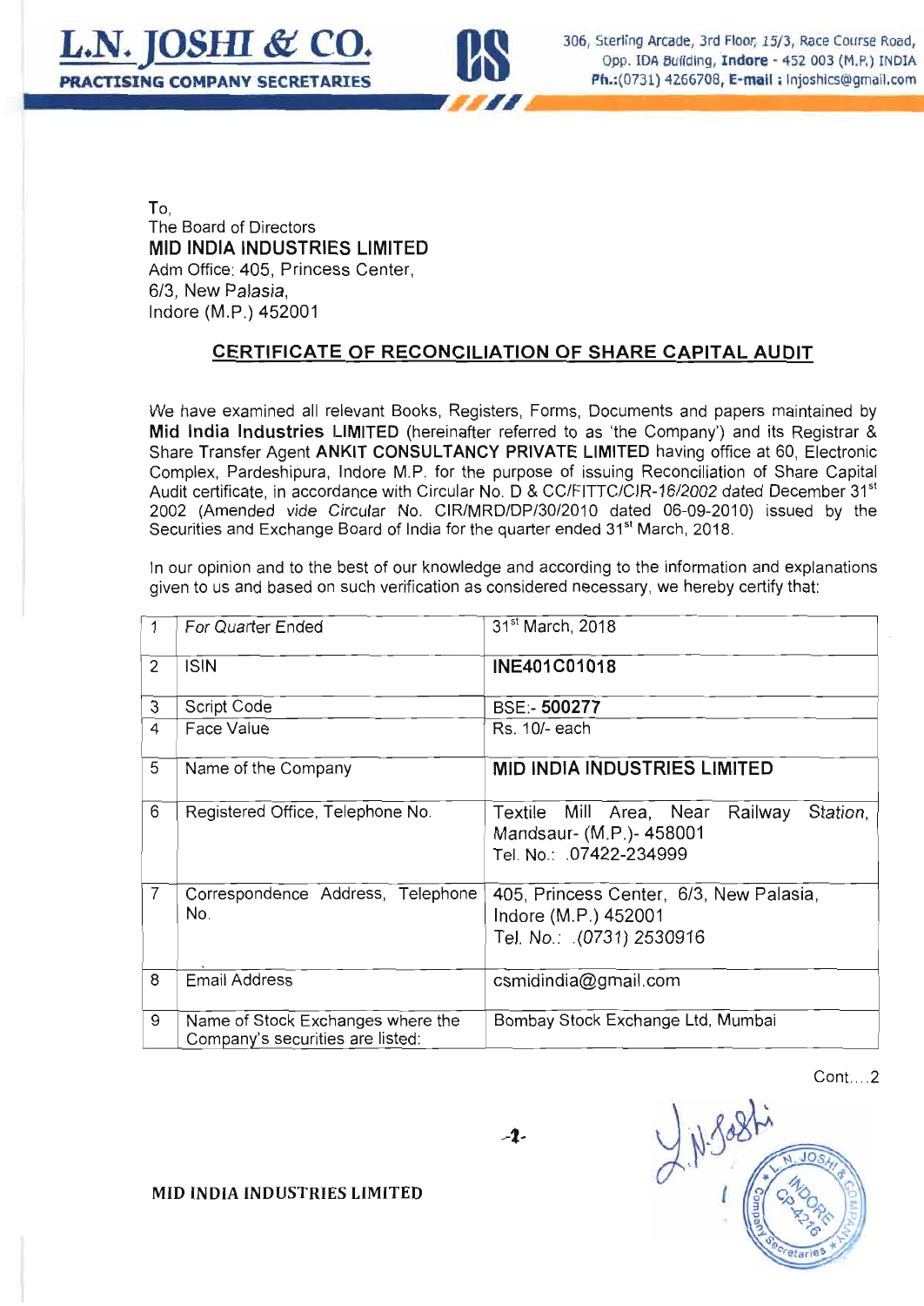# L.N. JOSHI & CO.

**PRACTISING COMPANY SECRETARIES**

306, Sterling Arcade, 3rd Floor, 15/3, Race Course Road, Opp. IDA Building, **Indore** - 452 003 (M.P.) INDIA
**Ph.:**(0731) 4266708, **E-mail :** lnjoshics@gmail.com

To,
The Board of Directors
**MID INDIA INDUSTRIES LIMITED**
Adm Office: 405, Princess Center,
6/3, New Palasia,
Indore (M.P.) 452001

## CERTIFICATE OF RECONCILIATION OF SHARE CAPITAL AUDIT

We have examined all relevant Books, Registers, Forms, Documents and papers maintained by **Mid India Industries LIMITED** (hereinafter referred to as 'the Company') and its Registrar & Share Transfer Agent **ANKIT CONSULTANCY PRIVATE LIMITED** having office at 60, Electronic Complex, Pardeshipura, Indore M.P. for the purpose of issuing Reconciliation of Share Capital Audit certificate, in accordance with Circular No. D & CC/FITTC/CIR-16/2002 dated December 31st 2002 (Amended *vide* Circular No. CIR/MRD/DP/30/2010 dated 06-09-2010) issued by the Securities and Exchange Board of India for the quarter ended 31st March, 2018.

In our opinion and to the best of our knowledge and according to the information and explanations given to us and based on such verification as considered necessary, we hereby certify that:

| | | |
|---|---|---|
| 1 | For Quarter Ended | 31st March, 2018 |
| 2 | ISIN | **INE401C01018** |
| 3 | Script Code | BSE:- **500277** |
| 4 | Face Value | Rs. 10/- each |
| 5 | Name of the Company | **MID INDIA INDUSTRIES LIMITED** |
| 6 | Registered Office, Telephone No. | Textile Mill Area, Near Railway Station, Mandsaur- (M.P.)- 458001<br>Tel. No.: .07422-234999 |
| 7 | Correspondence Address, Telephone No. | 405, Princess Center, 6/3, New Palasia, Indore (M.P.) 452001<br>Tel. No.: .(0731) 2530916 |
| 8 | Email Address | csmidindia@gmail.com |
| 9 | Name of Stock Exchanges where the Company's securities are listed: | Bombay Stock Exchange Ltd, Mumbai |

Cont....2

MID INDIA INDUSTRIES LIMITED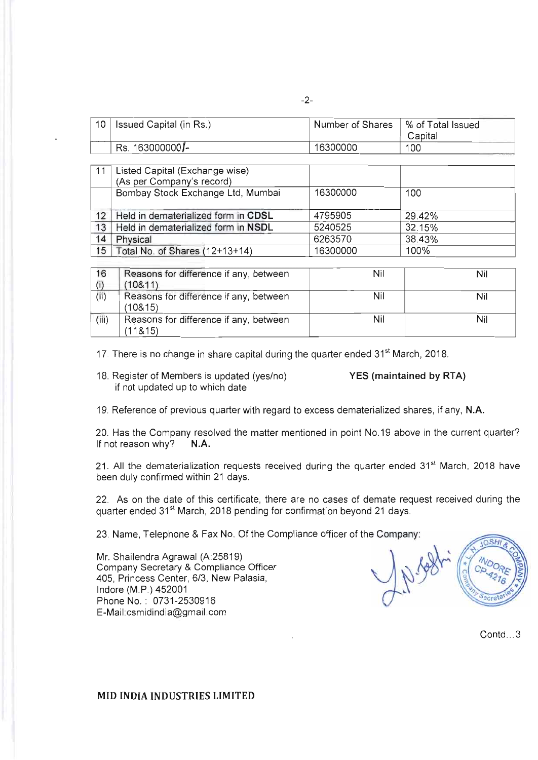| 10 | Issued Capital (in Rs.) | Number of Shares | % of Total Issued Capital |
|---|---|---|---|
| | Rs. 163000000/- | 16300000 | 100 |

| 11 | Listed Capital (Exchange wise) (As per Company's record) | | |
|---|---|---|---|
| | Bombay Stock Exchange Ltd, Mumbai | 16300000 | 100 |
| 12 | Held in dematerialized form in **CDSL** | 4795905 | 29.42% |
| 13 | Held in dematerialized form in **NSDL** | 5240525 | 32.15% |
| 14 | Physical | 6263570 | 38.43% |
| 15 | Total No. of Shares (12+13+14) | 16300000 | 100% |

| | | | |
|---|---|---|---|
| 16 (i) | Reasons for difference if any, between (10&11) | Nil | Nil |
| (ii) | Reasons for difference if any, between (10&15) | Nil | Nil |
| (iii) | Reasons for difference if any, between (11&15) | Nil | Nil |

17. There is no change in share capital during the quarter ended 31st March, 2018.

18. Register of Members is updated (yes/no) if not updated up to which date **YES (maintained by RTA)**

19. Reference of previous quarter with regard to excess dematerialized shares, if any, **N.A.**

20. Has the Company resolved the matter mentioned in point No.19 above in the current quarter? If not reason why? **N.A.**

21. All the dematerialization requests received during the quarter ended 31st March, 2018 have been duly confirmed within 21 days.

22. As on the date of this certificate, there are no cases of demate request received during the quarter ended 31st March, 2018 pending for confirmation beyond 21 days.

23. Name, Telephone & Fax No. Of the Compliance officer of the Company:

Mr. Shailendra Agrawal (A:25819)
Company Secretary & Compliance Officer
405, Princess Center, 6/3, New Palasia,
Indore (M.P.) 452001
Phone No. : 0731-2530916
E-Mail:csmidindia@gmail.com

Contd...3

**MID INDIA INDUSTRIES LIMITED**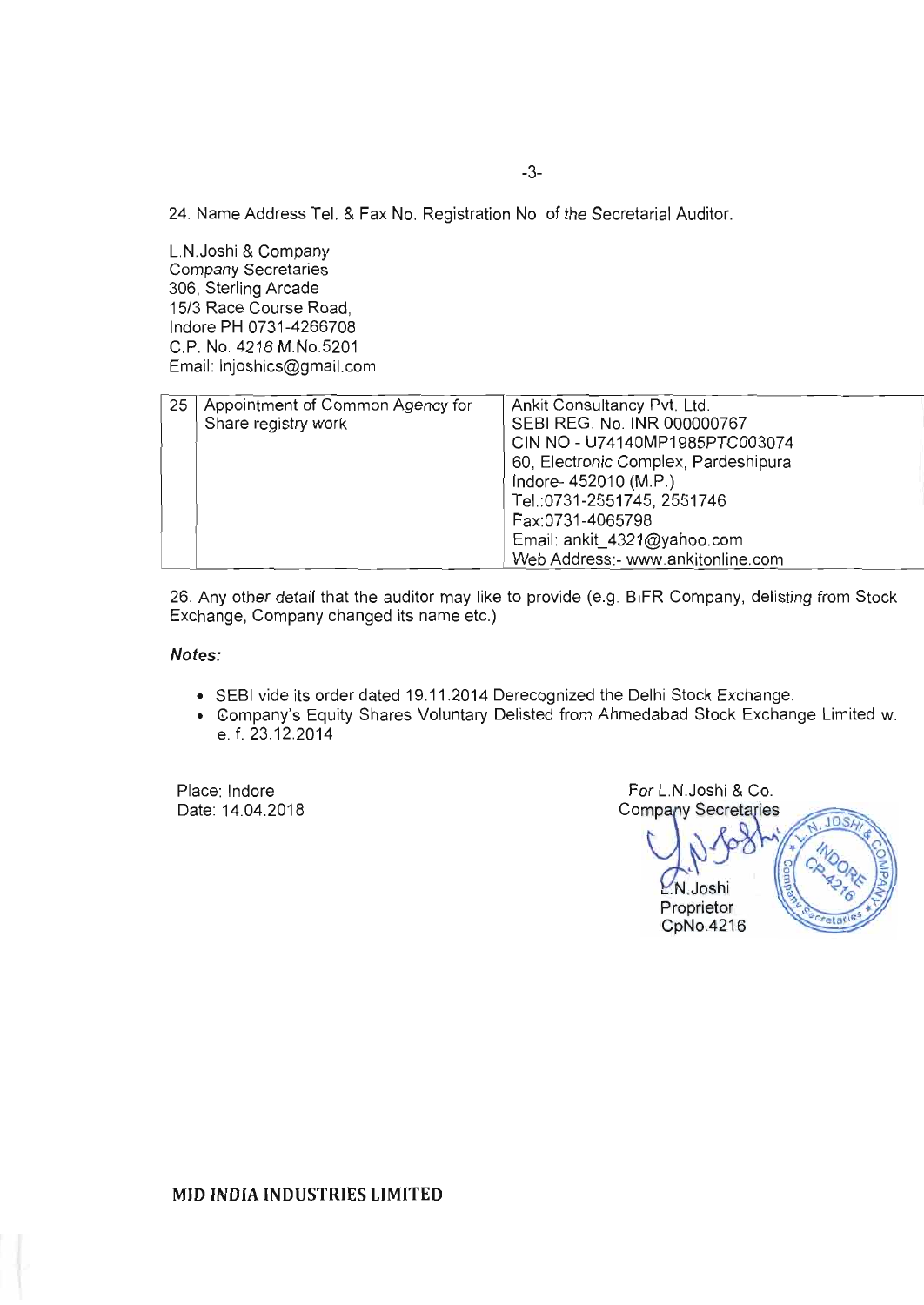24. Name Address Tel. & Fax No. Registration No. of the Secretarial Auditor.

L.N.Joshi & Company
Company Secretaries
306, Sterling Arcade
15/3 Race Course Road,
Indore PH 0731-4266708
C.P. No. 4216 M.No.5201
Email: lnjoshics@gmail.com

| | | |
|---|---|---|
| 25 | Appointment of Common Agency for Share registry work | Ankit Consultancy Pvt. Ltd.<br>SEBI REG. No. INR 000000767<br>CIN NO - U74140MP1985PTC003074<br>60, Electronic Complex, Pardeshipura<br>Indore- 452010 (M.P.)<br>Tel.:0731-2551745, 2551746<br>Fax:0731-4065798<br>Email: ankit_4321@yahoo.com<br>Web Address:- www.ankitonline.com |

26. Any other detail that the auditor may like to provide (e.g. BIFR Company, delisting from Stock Exchange, Company changed its name etc.)

***Notes:***

- SEBI vide its order dated 19.11.2014 Derecognized the Delhi Stock Exchange.
- Company's Equity Shares Voluntary Delisted from Ahmedabad Stock Exchange Limited w. e. f. 23.12.2014

Place: Indore
Date: 14.04.2018

For L.N.Joshi & Co.
Company Secretaries

L.N.Joshi
Proprietor
CpNo.4216

**MID INDIA INDUSTRIES LIMITED**